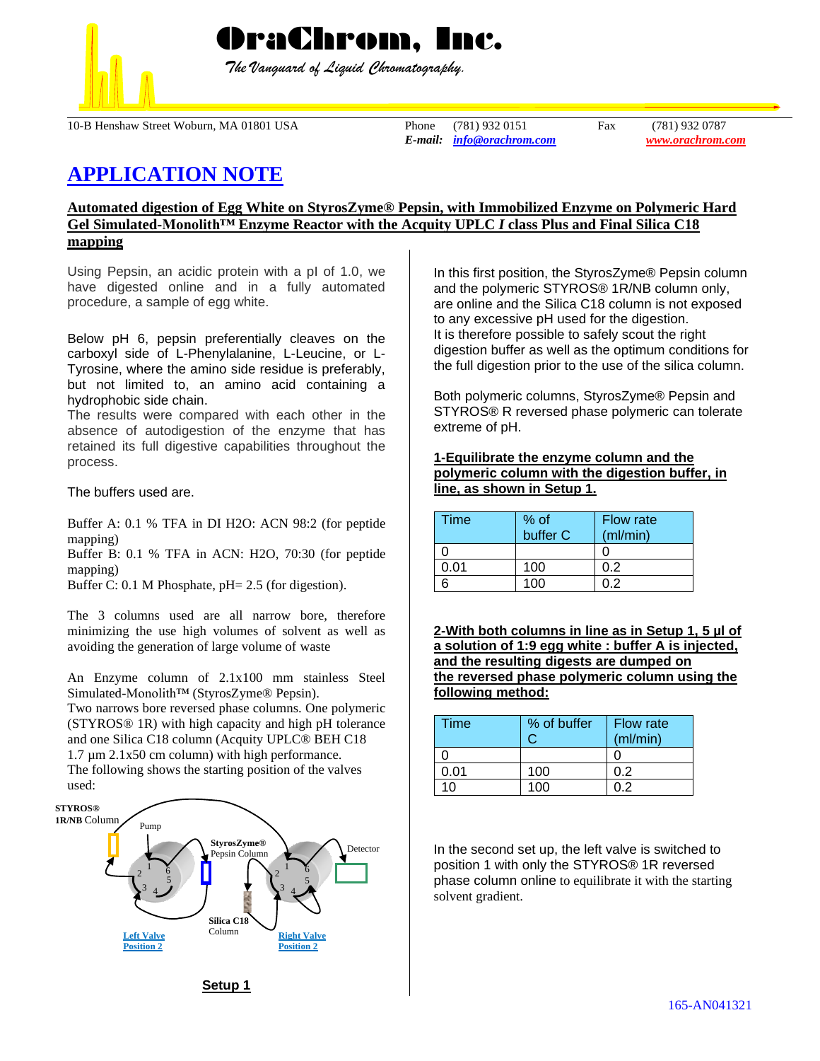# OraChrom, Inc.

*The Vanguard of Liquid Chromatography.*

10-B Henshaw Street Woburn, MA 01801 USA | Phone (781) 932 0151 | Fax (781) 932 0787
*E-mail:* info@orachrom.com | www.orachrom.com

# APPLICATION NOTE

## Automated digestion of Egg White on StyrosZyme® Pepsin, with Immobilized Enzyme on Polymeric Hard Gel Simulated-Monolith™ Enzyme Reactor with the Acquity UPLC *I* class Plus and Final Silica C18 mapping

Using Pepsin, an acidic protein with a pI of 1.0, we have digested online and in a fully automated procedure, a sample of egg white.

Below pH 6, pepsin preferentially cleaves on the carboxyl side of L-Phenylalanine, L-Leucine, or L-Tyrosine, where the amino side residue is preferably, but not limited to, an amino acid containing a hydrophobic side chain.
The results were compared with each other in the absence of autodigestion of the enzyme that has retained its full digestive capabilities throughout the process.

The buffers used are.

Buffer A: 0.1 % TFA in DI H2O: ACN 98:2 (for peptide mapping)
Buffer B: 0.1 % TFA in ACN: H2O, 70:30 (for peptide mapping)
Buffer C: 0.1 M Phosphate, pH= 2.5 (for digestion).

The 3 columns used are all narrow bore, therefore minimizing the use high volumes of solvent as well as avoiding the generation of large volume of waste

An Enzyme column of 2.1x100 mm stainless Steel Simulated-Monolith™ (StyrosZyme® Pepsin).
Two narrows bore reversed phase columns. One polymeric (STYROS® 1R) with high capacity and high pH tolerance and one Silica C18 column (Acquity UPLC® BEH C18 1.7 µm 2.1x50 cm column) with high performance.
The following shows the starting position of the valves used:

**Setup 1**

In this first position, the StyrosZyme® Pepsin column and the polymeric STYROS® 1R/NB column only, are online and the Silica C18 column is not exposed to any excessive pH used for the digestion.
It is therefore possible to safely scout the right digestion buffer as well as the optimum conditions for the full digestion prior to the use of the silica column.

Both polymeric columns, StyrosZyme® Pepsin and STYROS® R reversed phase polymeric can tolerate extreme of pH.

**1-Equilibrate the enzyme column and the polymeric column with the digestion buffer, in line, as shown in Setup 1.**

| Time | % of buffer C | Flow rate (ml/min) |
|---|---|---|
| 0 | | 0 |
| 0.01 | 100 | 0.2 |
| 6 | 100 | 0.2 |

**2-With both columns in line as in Setup 1, 5 µl of a solution of 1:9 egg white : buffer A is injected, and the resulting digests are dumped on the reversed phase polymeric column using the following method:**

| Time | % of buffer C | Flow rate (ml/min) |
|---|---|---|
| 0 | | 0 |
| 0.01 | 100 | 0.2 |
| 10 | 100 | 0.2 |

In the second set up, the left valve is switched to position 1 with only the STYROS® 1R reversed phase column online to equilibrate it with the starting solvent gradient.

165-AN041321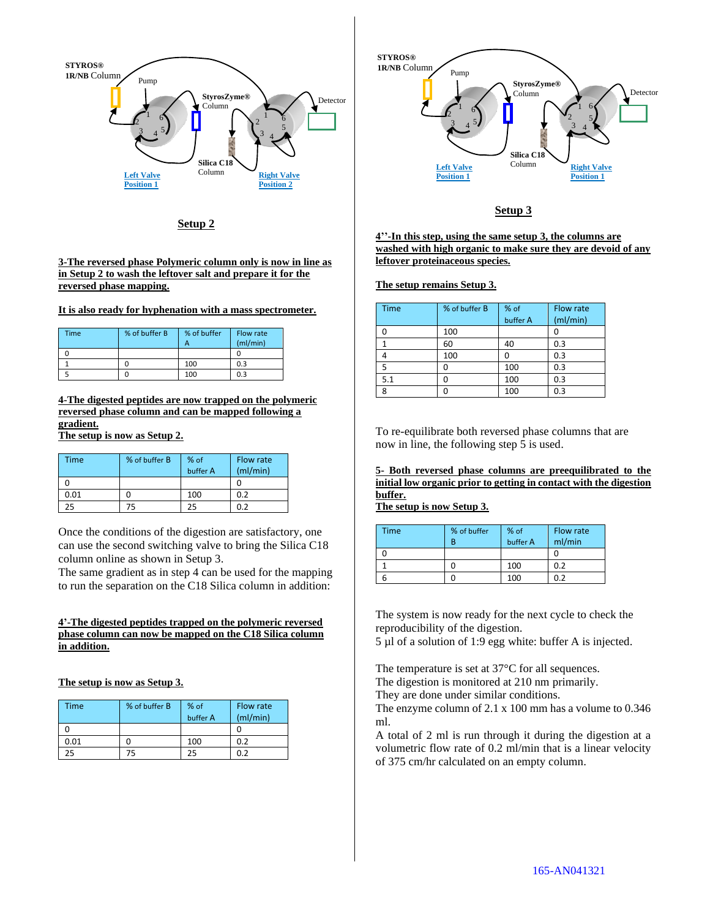STYROS® 1R/NB Column

Pump

StyrosZyme® Column

Detector

Silica C18 Column

Left Valve Position 1

Right Valve Position 2

**Setup 2**

**3-The reversed phase Polymeric column only is now in line as in Setup 2 to wash the leftover salt and prepare it for the reversed phase mapping.**

**It is also ready for hyphenation with a mass spectrometer.**

| Time | % of buffer B | % of buffer A | Flow rate (ml/min) |
|---|---|---|---|
| 0 | | | 0 |
| 1 | 0 | 100 | 0.3 |
| 5 | 0 | 100 | 0.3 |

**4-The digested peptides are now trapped on the polymeric reversed phase column and can be mapped following a gradient.**
**The setup is now as Setup 2.**

| Time | % of buffer B | % of buffer A | Flow rate (ml/min) |
|---|---|---|---|
| 0 | | | 0 |
| 0.01 | 0 | 100 | 0.2 |
| 25 | 75 | 25 | 0.2 |

Once the conditions of the digestion are satisfactory, one can use the second switching valve to bring the Silica C18 column online as shown in Setup 3.
The same gradient as in step 4 can be used for the mapping to run the separation on the C18 Silica column in addition:

**4'-The digested peptides trapped on the polymeric reversed phase column can now be mapped on the C18 Silica column in addition.**

**The setup is now as Setup 3.**

| Time | % of buffer B | % of buffer A | Flow rate (ml/min) |
|---|---|---|---|
| 0 | | | 0 |
| 0.01 | 0 | 100 | 0.2 |
| 25 | 75 | 25 | 0.2 |

STYROS® 1R/NB Column

Pump

StyrosZyme® Column

Detector

Silica C18 Column

Left Valve Position 1

Right Valve Position 1

**Setup 3**

**4''-In this step, using the same setup 3, the columns are washed with high organic to make sure they are devoid of any leftover proteinaceous species.**

**The setup remains Setup 3.**

| Time | % of buffer B | % of buffer A | Flow rate (ml/min) |
|---|---|---|---|
| 0 | 100 | | 0 |
| 1 | 60 | 40 | 0.3 |
| 4 | 100 | 0 | 0.3 |
| 5 | 0 | 100 | 0.3 |
| 5.1 | 0 | 100 | 0.3 |
| 8 | 0 | 100 | 0.3 |

To re-equilibrate both reversed phase columns that are now in line, the following step 5 is used.

**5- Both reversed phase columns are preequilibrated to the initial low organic prior to getting in contact with the digestion buffer.**
**The setup is now Setup 3.**

| Time | % of buffer B | % of buffer A | Flow rate ml/min |
|---|---|---|---|
| 0 | | | 0 |
| 1 | 0 | 100 | 0.2 |
| 6 | 0 | 100 | 0.2 |

The system is now ready for the next cycle to check the reproducibility of the digestion.
5 µl of a solution of 1:9 egg white: buffer A is injected.

The temperature is set at 37°C for all sequences.
The digestion is monitored at 210 nm primarily.
They are done under similar conditions.
The enzyme column of 2.1 x 100 mm has a volume to 0.346 ml.
A total of 2 ml is run through it during the digestion at a volumetric flow rate of 0.2 ml/min that is a linear velocity of 375 cm/hr calculated on an empty column.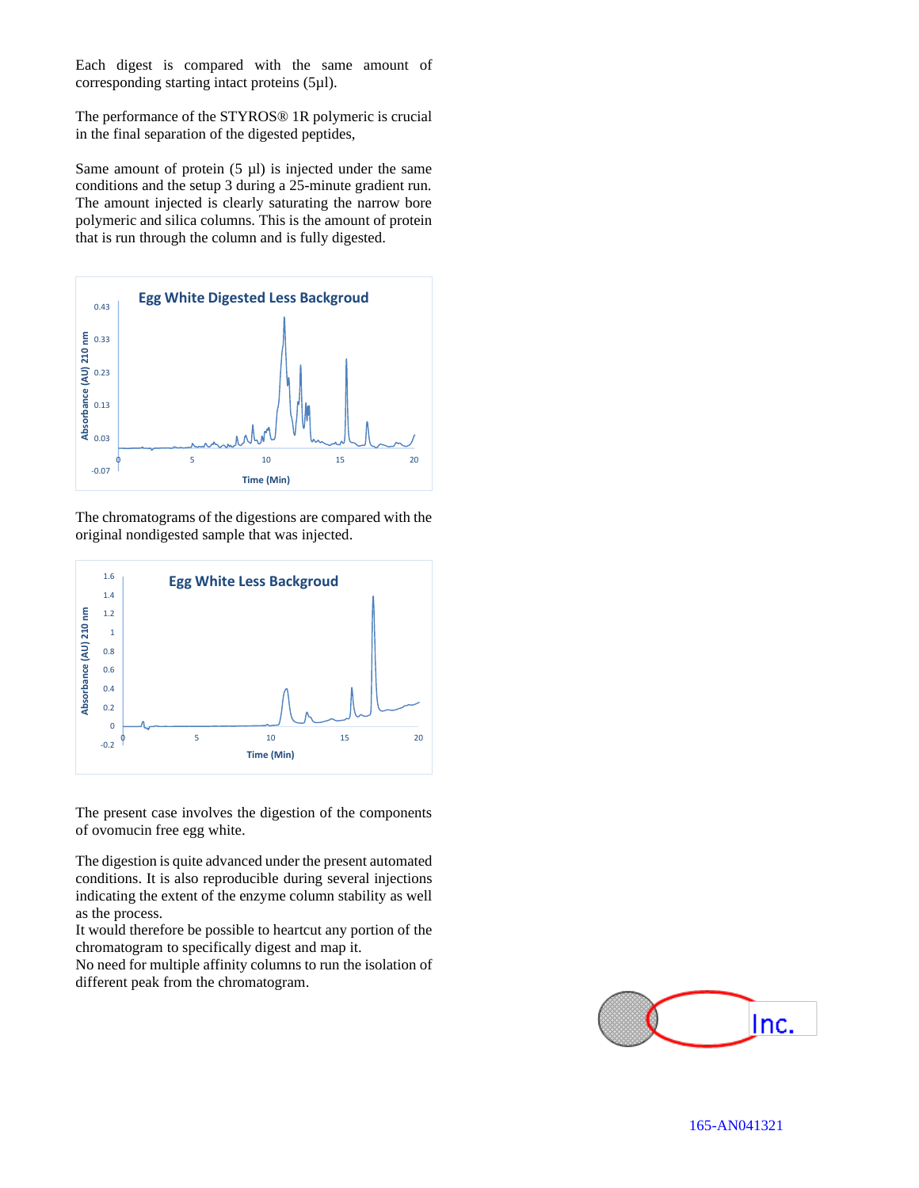Each digest is compared with the same amount of corresponding starting intact proteins (5µl).

The performance of the STYROS® 1R polymeric is crucial in the final separation of the digested peptides,

Same amount of protein (5 µl) is injected under the same conditions and the setup 3 during a 25-minute gradient run. The amount injected is clearly saturating the narrow bore polymeric and silica columns. This is the amount of protein that is run through the column and is fully digested.

Egg White Digested Less Backgroud

Absorbance (AU) 210 nm

0.43
0.33
0.23
0.13
0.03
-0.07

0
5
10
15
20

Time (Min)

The chromatograms of the digestions are compared with the original nondigested sample that was injected.

Egg White Less Backgroud

Absorbance (AU) 210 nm

1.6
1.4
1.2
1
0.8
0.6
0.4
0.2
0
-0.2

0
5
10
15
20

Time (Min)

The present case involves the digestion of the components of ovomucin free egg white.

The digestion is quite advanced under the present automated conditions. It is also reproducible during several injections indicating the extent of the enzyme column stability as well as the process.
It would therefore be possible to heartcut any portion of the chromatogram to specifically digest and map it.
No need for multiple affinity columns to run the isolation of different peak from the chromatogram.

Inc.

165-AN041321